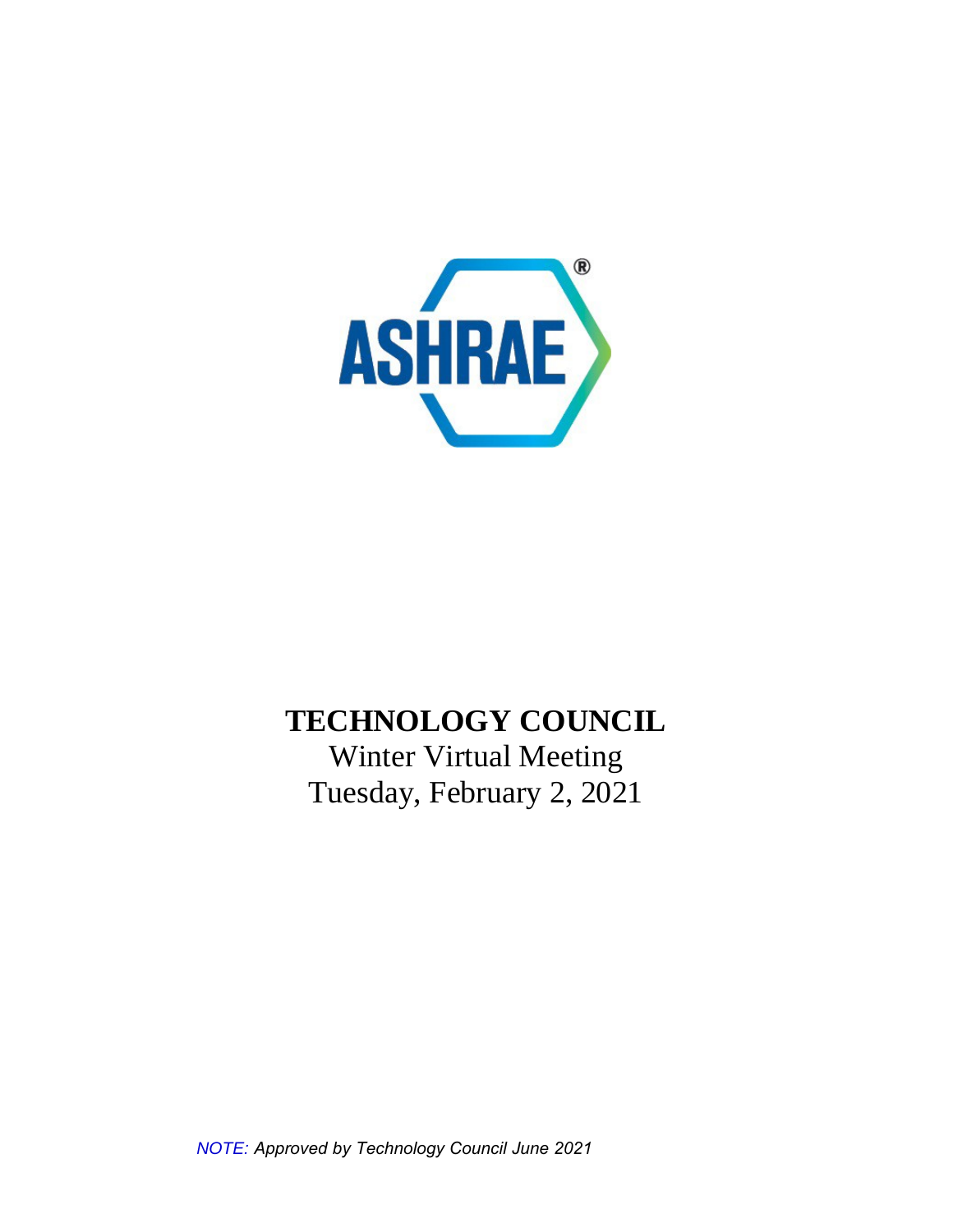ASHRAE

# TECHNOLOGY COUNCIL

Winter Virtual Meeting
Tuesday, February 2, 2021

*NOTE: Approved by Technology Council June 2021*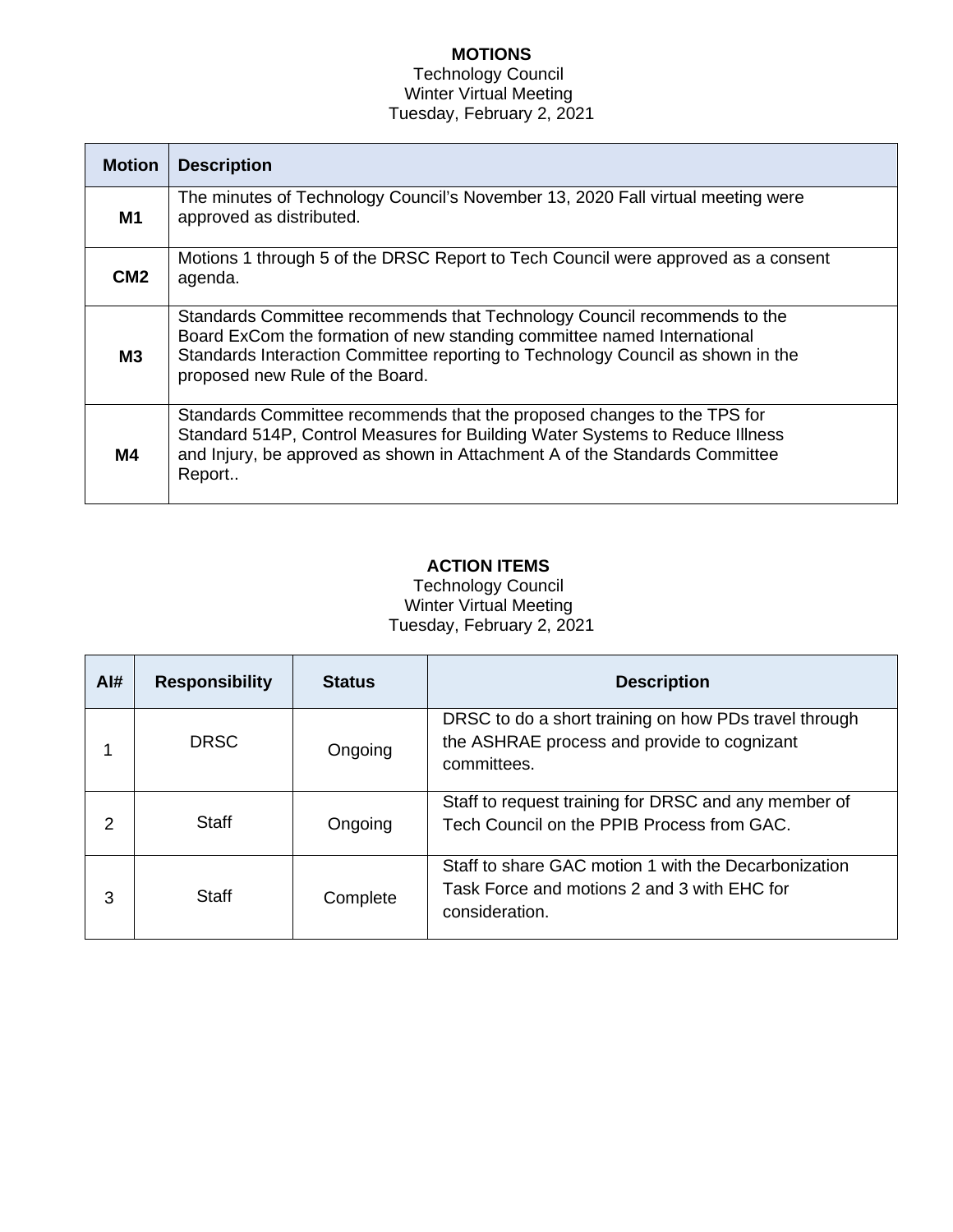**MOTIONS**
Technology Council
Winter Virtual Meeting
Tuesday, February 2, 2021

| Motion | Description |
|---|---|
| **M1** | The minutes of Technology Council's November 13, 2020 Fall virtual meeting were approved as distributed. |
| **CM2** | Motions 1 through 5 of the DRSC Report to Tech Council were approved as a consent agenda. |
| **M3** | Standards Committee recommends that Technology Council recommends to the Board ExCom the formation of new standing committee named International Standards Interaction Committee reporting to Technology Council as shown in the proposed new Rule of the Board. |
| **M4** | Standards Committee recommends that the proposed changes to the TPS for Standard 514P, Control Measures for Building Water Systems to Reduce Illness and Injury, be approved as shown in Attachment A of the Standards Committee Report.. |

**ACTION ITEMS**
Technology Council
Winter Virtual Meeting
Tuesday, February 2, 2021

| AI# | Responsibility | Status | Description |
|---|---|---|---|
| 1 | DRSC | Ongoing | DRSC to do a short training on how PDs travel through the ASHRAE process and provide to cognizant committees. |
| 2 | Staff | Ongoing | Staff to request training for DRSC and any member of Tech Council on the PPIB Process from GAC. |
| 3 | Staff | Complete | Staff to share GAC motion 1 with the Decarbonization Task Force and motions 2 and 3 with EHC for consideration. |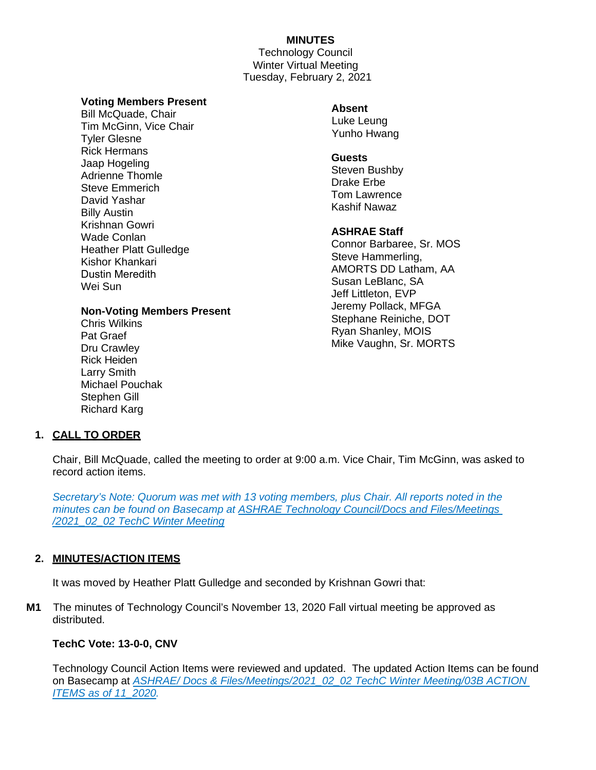**MINUTES**
Technology Council
Winter Virtual Meeting
Tuesday, February 2, 2021

**Voting Members Present**
Bill McQuade, Chair
Tim McGinn, Vice Chair
Tyler Glesne
Rick Hermans
Jaap Hogeling
Adrienne Thomle
Steve Emmerich
David Yashar
Billy Austin
Krishnan Gowri
Wade Conlan
Heather Platt Gulledge
Kishor Khankari
Dustin Meredith
Wei Sun

**Non-Voting Members Present**
Chris Wilkins
Pat Graef
Dru Crawley
Rick Heiden
Larry Smith
Michael Pouchak
Stephen Gill
Richard Karg

**Absent**
Luke Leung
Yunho Hwang

**Guests**
Steven Bushby
Drake Erbe
Tom Lawrence
Kashif Nawaz

**ASHRAE Staff**
Connor Barbaree, Sr. MOS
Steve Hammerling, AMORTS DD Latham, AA
Susan LeBlanc, SA
Jeff Littleton, EVP
Jeremy Pollack, MFGA
Stephane Reiniche, DOT
Ryan Shanley, MOIS
Mike Vaughn, Sr. MORTS

## 1. CALL TO ORDER

Chair, Bill McQuade, called the meeting to order at 9:00 a.m. Vice Chair, Tim McGinn, was asked to record action items.

*Secretary's Note: Quorum was met with 13 voting members, plus Chair. All reports noted in the minutes can be found on Basecamp at ASHRAE Technology Council/Docs and Files/Meetings /2021_02_02 TechC Winter Meeting*

## 2. MINUTES/ACTION ITEMS

It was moved by Heather Platt Gulledge and seconded by Krishnan Gowri that:

**M1** The minutes of Technology Council's November 13, 2020 Fall virtual meeting be approved as distributed.

**TechC Vote: 13-0-0, CNV**

Technology Council Action Items were reviewed and updated. The updated Action Items can be found on Basecamp at *ASHRAE/ Docs & Files/Meetings/2021_02_02 TechC Winter Meeting/03B ACTION ITEMS as of 11_2020.*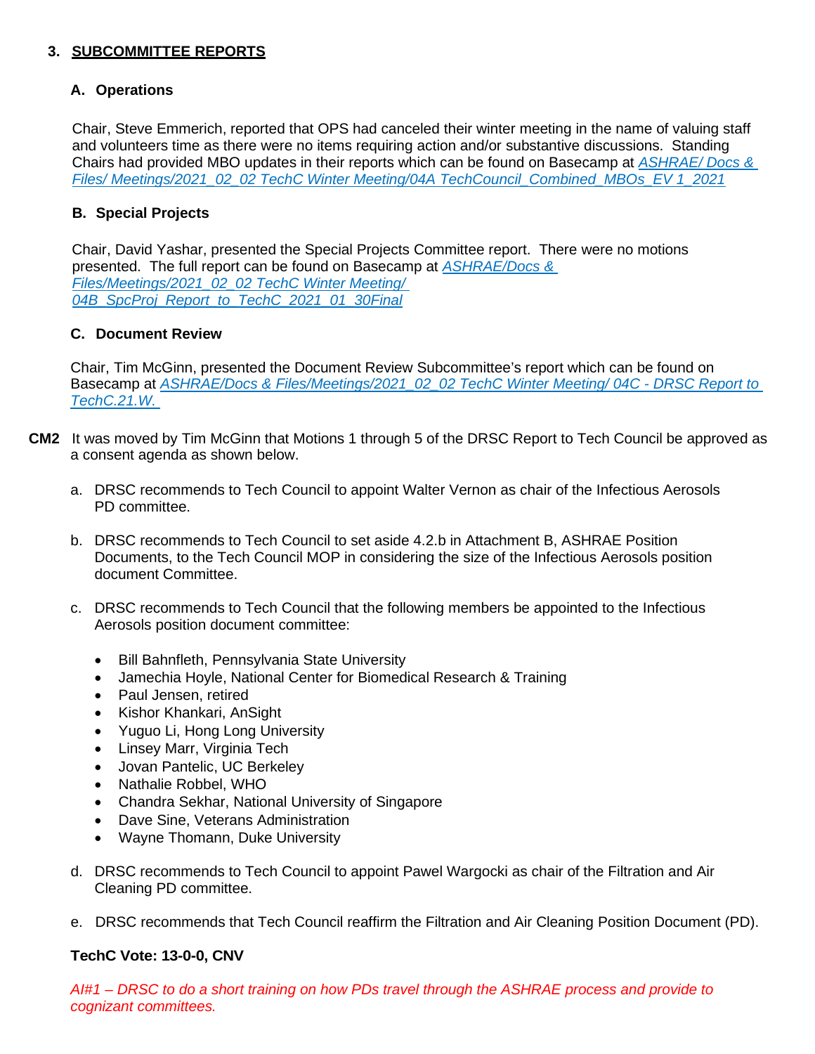## 3. SUBCOMMITTEE REPORTS

### A. Operations

Chair, Steve Emmerich, reported that OPS had canceled their winter meeting in the name of valuing staff and volunteers time as there were no items requiring action and/or substantive discussions. Standing Chairs had provided MBO updates in their reports which can be found on Basecamp at *ASHRAE/ Docs & Files/ Meetings/2021_02_02 TechC Winter Meeting/04A TechCouncil_Combined_MBOs_EV 1_2021*

### B. Special Projects

Chair, David Yashar, presented the Special Projects Committee report. There were no motions presented. The full report can be found on Basecamp at *ASHRAE/Docs & Files/Meetings/2021_02_02 TechC Winter Meeting/ 04B_SpcProj_Report_to_TechC_2021_01_30Final*

### C. Document Review

Chair, Tim McGinn, presented the Document Review Subcommittee's report which can be found on Basecamp at *ASHRAE/Docs & Files/Meetings/2021_02_02 TechC Winter Meeting/ 04C - DRSC Report to TechC.21.W.*

**CM2** It was moved by Tim McGinn that Motions 1 through 5 of the DRSC Report to Tech Council be approved as a consent agenda as shown below.

a. DRSC recommends to Tech Council to appoint Walter Vernon as chair of the Infectious Aerosols PD committee.

b. DRSC recommends to Tech Council to set aside 4.2.b in Attachment B, ASHRAE Position Documents, to the Tech Council MOP in considering the size of the Infectious Aerosols position document Committee.

c. DRSC recommends to Tech Council that the following members be appointed to the Infectious Aerosols position document committee:

- Bill Bahnfleth, Pennsylvania State University
- Jamechia Hoyle, National Center for Biomedical Research & Training
- Paul Jensen, retired
- Kishor Khankari, AnSight
- Yuguo Li, Hong Long University
- Linsey Marr, Virginia Tech
- Jovan Pantelic, UC Berkeley
- Nathalie Robbel, WHO
- Chandra Sekhar, National University of Singapore
- Dave Sine, Veterans Administration
- Wayne Thomann, Duke University

d. DRSC recommends to Tech Council to appoint Pawel Wargocki as chair of the Filtration and Air Cleaning PD committee.

e. DRSC recommends that Tech Council reaffirm the Filtration and Air Cleaning Position Document (PD).

**TechC Vote: 13-0-0, CNV**

*AI#1 – DRSC to do a short training on how PDs travel through the ASHRAE process and provide to cognizant committees.*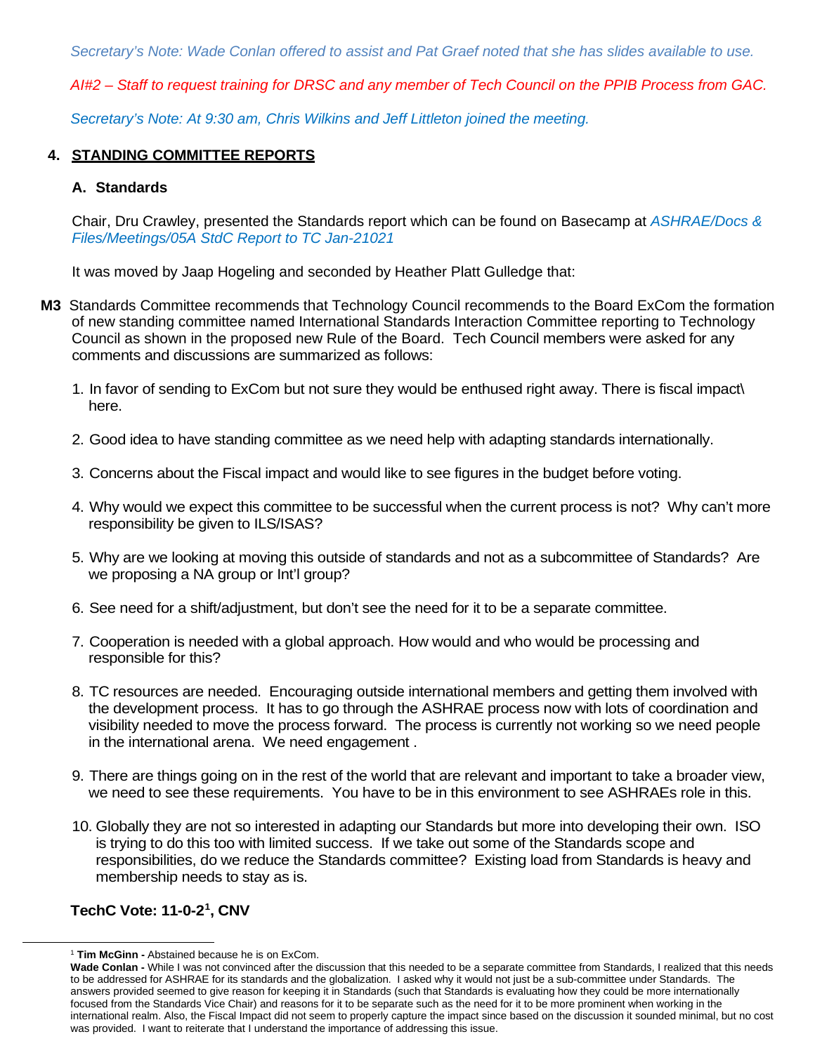*Secretary's Note: Wade Conlan offered to assist and Pat Graef noted that she has slides available to use.*

*AI#2 – Staff to request training for DRSC and any member of Tech Council on the PPIB Process from GAC.*

*Secretary's Note: At 9:30 am, Chris Wilkins and Jeff Littleton joined the meeting.*

## 4. STANDING COMMITTEE REPORTS

### A. Standards

Chair, Dru Crawley, presented the Standards report which can be found on Basecamp at *ASHRAE/Docs & Files/Meetings/05A StdC Report to TC Jan-21021*

It was moved by Jaap Hogeling and seconded by Heather Platt Gulledge that:

**M3** Standards Committee recommends that Technology Council recommends to the Board ExCom the formation of new standing committee named International Standards Interaction Committee reporting to Technology Council as shown in the proposed new Rule of the Board. Tech Council members were asked for any comments and discussions are summarized as follows:

1. In favor of sending to ExCom but not sure they would be enthused right away. There is fiscal impact\ here.
2. Good idea to have standing committee as we need help with adapting standards internationally.
3. Concerns about the Fiscal impact and would like to see figures in the budget before voting.
4. Why would we expect this committee to be successful when the current process is not? Why can't more responsibility be given to ILS/ISAS?
5. Why are we looking at moving this outside of standards and not as a subcommittee of Standards? Are we proposing a NA group or Int'l group?
6. See need for a shift/adjustment, but don't see the need for it to be a separate committee.
7. Cooperation is needed with a global approach. How would and who would be processing and responsible for this?
8. TC resources are needed. Encouraging outside international members and getting them involved with the development process. It has to go through the ASHRAE process now with lots of coordination and visibility needed to move the process forward. The process is currently not working so we need people in the international arena. We need engagement .
9. There are things going on in the rest of the world that are relevant and important to take a broader view, we need to see these requirements. You have to be in this environment to see ASHRAEs role in this.
10. Globally they are not so interested in adapting our Standards but more into developing their own. ISO is trying to do this too with limited success. If we take out some of the Standards scope and responsibilities, do we reduce the Standards committee? Existing load from Standards is heavy and membership needs to stay as is.

**TechC Vote: 11-0-2[1], CNV**

---

[1] **Tim McGinn -** Abstained because he is on ExCom.
**Wade Conlan -** While I was not convinced after the discussion that this needed to be a separate committee from Standards, I realized that this needs to be addressed for ASHRAE for its standards and the globalization. I asked why it would not just be a sub-committee under Standards. The answers provided seemed to give reason for keeping it in Standards (such that Standards is evaluating how they could be more internationally focused from the Standards Vice Chair) and reasons for it to be separate such as the need for it to be more prominent when working in the international realm. Also, the Fiscal Impact did not seem to properly capture the impact since based on the discussion it sounded minimal, but no cost was provided. I want to reiterate that I understand the importance of addressing this issue.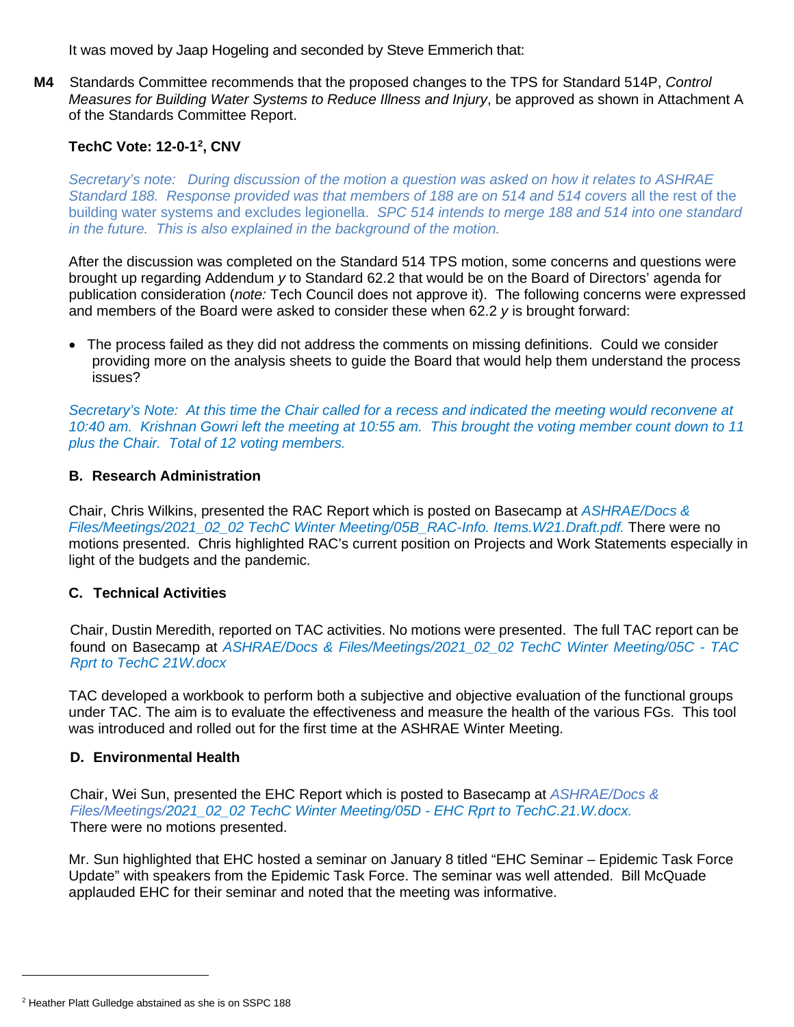It was moved by Jaap Hogeling and seconded by Steve Emmerich that:

**M4** Standards Committee recommends that the proposed changes to the TPS for Standard 514P, *Control Measures for Building Water Systems to Reduce Illness and Injury*, be approved as shown in Attachment A of the Standards Committee Report.

**TechC Vote: 12-0-1[2], CNV**

*Secretary's note: During discussion of the motion a question was asked on how it relates to ASHRAE Standard 188. Response provided was that members of 188 are on 514 and 514 covers* all the rest of the building water systems and excludes legionella. *SPC 514 intends to merge 188 and 514 into one standard in the future. This is also explained in the background of the motion.*

After the discussion was completed on the Standard 514 TPS motion, some concerns and questions were brought up regarding Addendum *y* to Standard 62.2 that would be on the Board of Directors' agenda for publication consideration (*note:* Tech Council does not approve it). The following concerns were expressed and members of the Board were asked to consider these when 62.2 *y* is brought forward:

- The process failed as they did not address the comments on missing definitions. Could we consider providing more on the analysis sheets to guide the Board that would help them understand the process issues?

*Secretary's Note: At this time the Chair called for a recess and indicated the meeting would reconvene at 10:40 am. Krishnan Gowri left the meeting at 10:55 am. This brought the voting member count down to 11 plus the Chair. Total of 12 voting members.*

### B. Research Administration

Chair, Chris Wilkins, presented the RAC Report which is posted on Basecamp at *ASHRAE/Docs & Files/Meetings/2021_02_02 TechC Winter Meeting/05B_RAC-Info. Items.W21.Draft.pdf.* There were no motions presented. Chris highlighted RAC's current position on Projects and Work Statements especially in light of the budgets and the pandemic.

### C. Technical Activities

Chair, Dustin Meredith, reported on TAC activities. No motions were presented. The full TAC report can be found on Basecamp at *ASHRAE/Docs & Files/Meetings/2021_02_02 TechC Winter Meeting/05C - TAC Rprt to TechC 21W.docx*

TAC developed a workbook to perform both a subjective and objective evaluation of the functional groups under TAC. The aim is to evaluate the effectiveness and measure the health of the various FGs. This tool was introduced and rolled out for the first time at the ASHRAE Winter Meeting.

### D. Environmental Health

Chair, Wei Sun, presented the EHC Report which is posted to Basecamp at *ASHRAE/Docs & Files/Meetings/2021_02_02 TechC Winter Meeting/05D - EHC Rprt to TechC.21.W.docx.* There were no motions presented.

Mr. Sun highlighted that EHC hosted a seminar on January 8 titled "EHC Seminar – Epidemic Task Force Update" with speakers from the Epidemic Task Force. The seminar was well attended. Bill McQuade applauded EHC for their seminar and noted that the meeting was informative.

---

[2] Heather Platt Gulledge abstained as she is on SSPC 188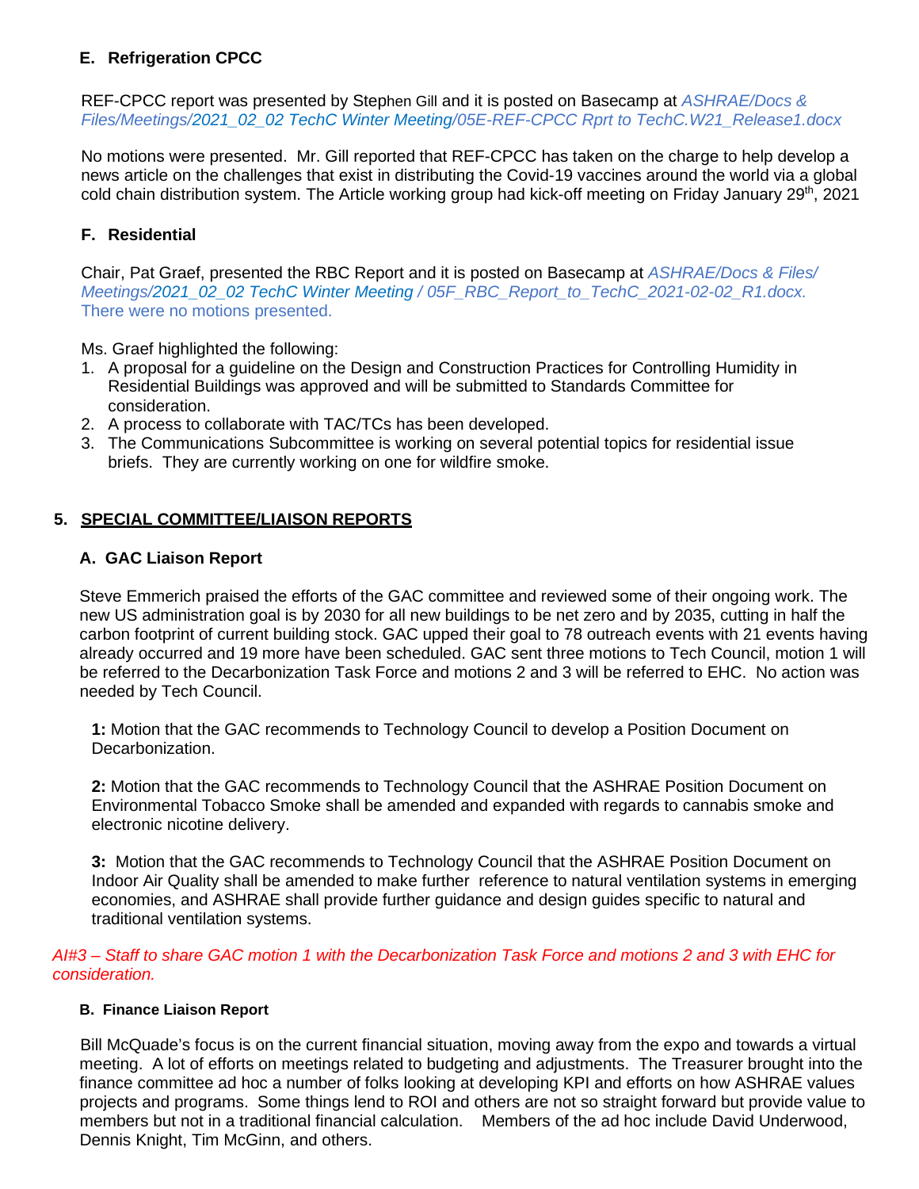### E. Refrigeration CPCC

REF-CPCC report was presented by Stephen Gill and it is posted on Basecamp at *ASHRAE/Docs & Files/Meetings/2021_02_02 TechC Winter Meeting/05E-REF-CPCC Rprt to TechC.W21_Release1.docx*

No motions were presented. Mr. Gill reported that REF-CPCC has taken on the charge to help develop a news article on the challenges that exist in distributing the Covid-19 vaccines around the world via a global cold chain distribution system. The Article working group had kick-off meeting on Friday January 29th, 2021

### F. Residential

Chair, Pat Graef, presented the RBC Report and it is posted on Basecamp at *ASHRAE/Docs & Files/ Meetings/2021_02_02 TechC Winter Meeting / 05F_RBC_Report_to_TechC_2021-02-02_R1.docx.* There were no motions presented.

Ms. Graef highlighted the following:

1. A proposal for a guideline on the Design and Construction Practices for Controlling Humidity in Residential Buildings was approved and will be submitted to Standards Committee for consideration.
2. A process to collaborate with TAC/TCs has been developed.
3. The Communications Subcommittee is working on several potential topics for residential issue briefs. They are currently working on one for wildfire smoke.

## 5. SPECIAL COMMITTEE/LIAISON REPORTS

### A. GAC Liaison Report

Steve Emmerich praised the efforts of the GAC committee and reviewed some of their ongoing work. The new US administration goal is by 2030 for all new buildings to be net zero and by 2035, cutting in half the carbon footprint of current building stock. GAC upped their goal to 78 outreach events with 21 events having already occurred and 19 more have been scheduled. GAC sent three motions to Tech Council, motion 1 will be referred to the Decarbonization Task Force and motions 2 and 3 will be referred to EHC. No action was needed by Tech Council.

**1:** Motion that the GAC recommends to Technology Council to develop a Position Document on Decarbonization.

**2:** Motion that the GAC recommends to Technology Council that the ASHRAE Position Document on Environmental Tobacco Smoke shall be amended and expanded with regards to cannabis smoke and electronic nicotine delivery.

**3:** Motion that the GAC recommends to Technology Council that the ASHRAE Position Document on Indoor Air Quality shall be amended to make further reference to natural ventilation systems in emerging economies, and ASHRAE shall provide further guidance and design guides specific to natural and traditional ventilation systems.

*AI#3 – Staff to share GAC motion 1 with the Decarbonization Task Force and motions 2 and 3 with EHC for consideration.*

### B. Finance Liaison Report

Bill McQuade's focus is on the current financial situation, moving away from the expo and towards a virtual meeting. A lot of efforts on meetings related to budgeting and adjustments. The Treasurer brought into the finance committee ad hoc a number of folks looking at developing KPI and efforts on how ASHRAE values projects and programs. Some things lend to ROI and others are not so straight forward but provide value to members but not in a traditional financial calculation. Members of the ad hoc include David Underwood, Dennis Knight, Tim McGinn, and others.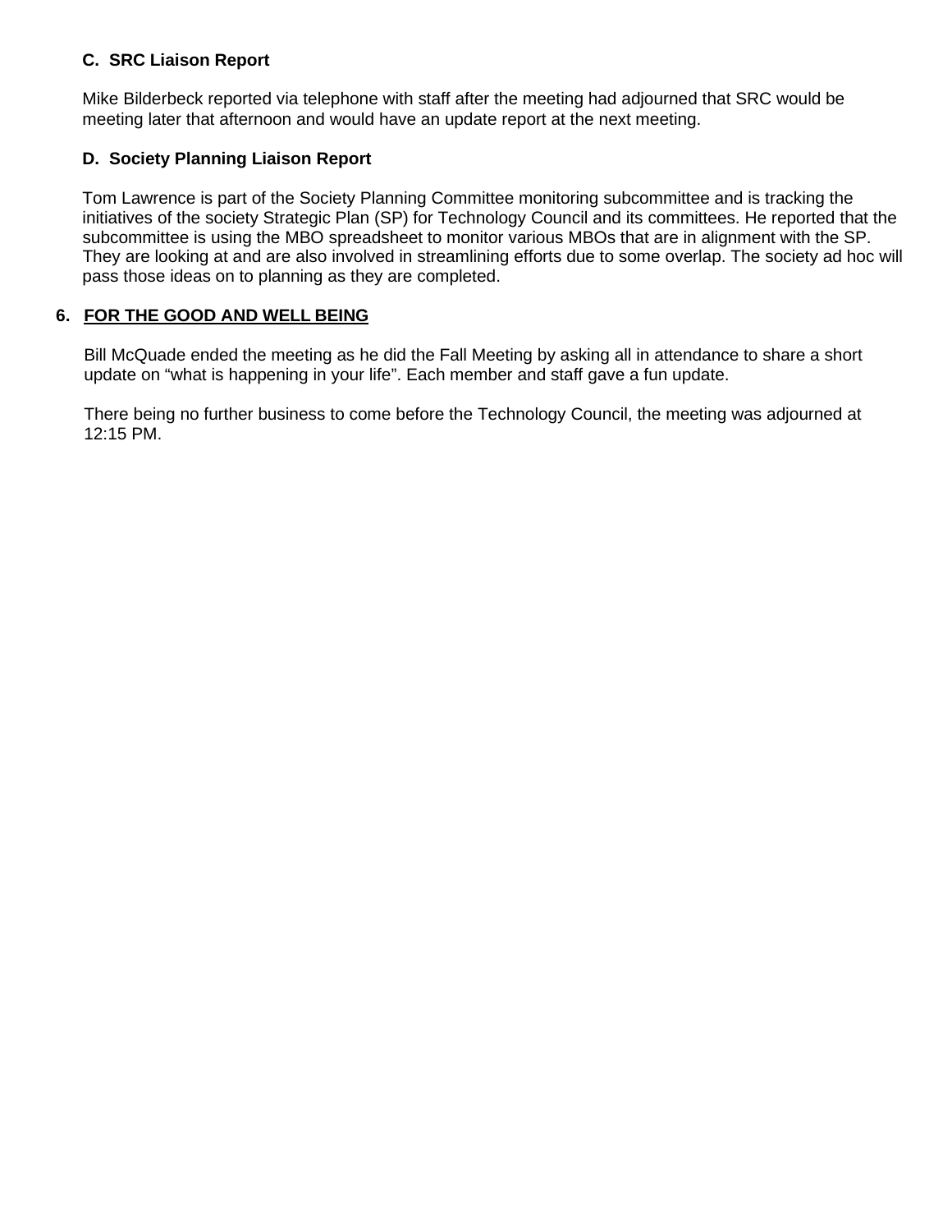### C. SRC Liaison Report

Mike Bilderbeck reported via telephone with staff after the meeting had adjourned that SRC would be meeting later that afternoon and would have an update report at the next meeting.

### D. Society Planning Liaison Report

Tom Lawrence is part of the Society Planning Committee monitoring subcommittee and is tracking the initiatives of the society Strategic Plan (SP) for Technology Council and its committees. He reported that the subcommittee is using the MBO spreadsheet to monitor various MBOs that are in alignment with the SP. They are looking at and are also involved in streamlining efforts due to some overlap. The society ad hoc will pass those ideas on to planning as they are completed.

## 6. FOR THE GOOD AND WELL BEING

Bill McQuade ended the meeting as he did the Fall Meeting by asking all in attendance to share a short update on “what is happening in your life”. Each member and staff gave a fun update.

There being no further business to come before the Technology Council, the meeting was adjourned at 12:15 PM.